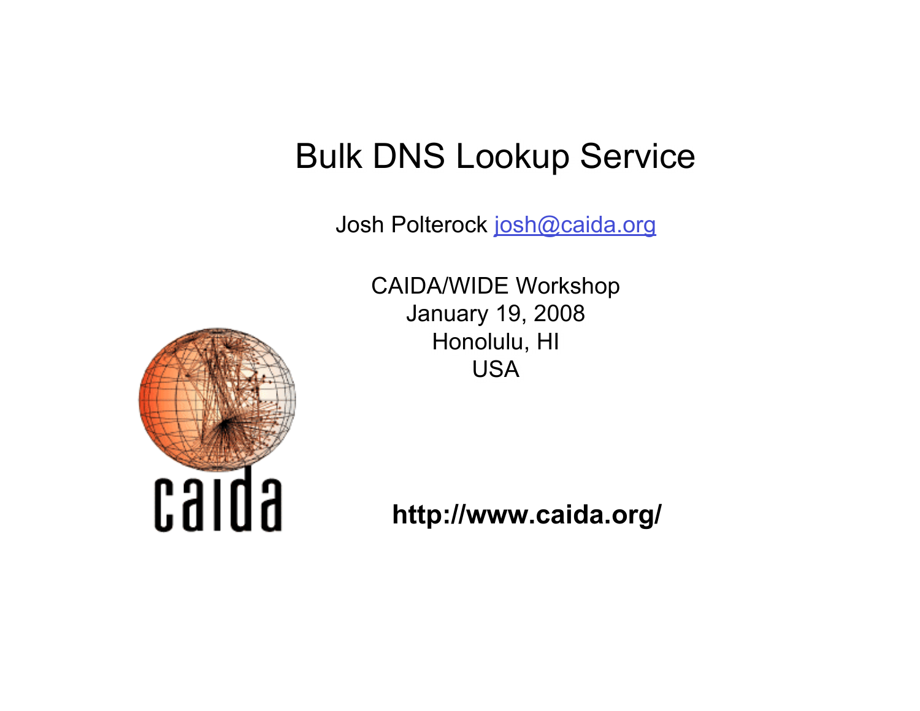# Bulk DNS Lookup Service

Josh Polterock josh@caida.org

CAIDA/WIDE Workshop
January 19, 2008
Honolulu, HI
USA

**http://www.caida.org/**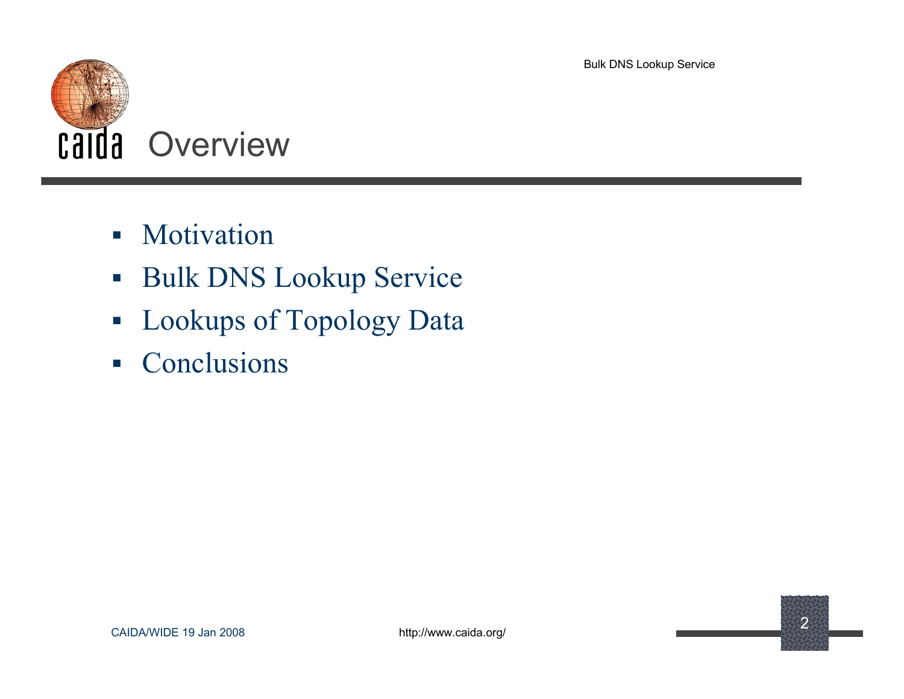# Overview

- Motivation
- Bulk DNS Lookup Service
- Lookups of Topology Data
- Conclusions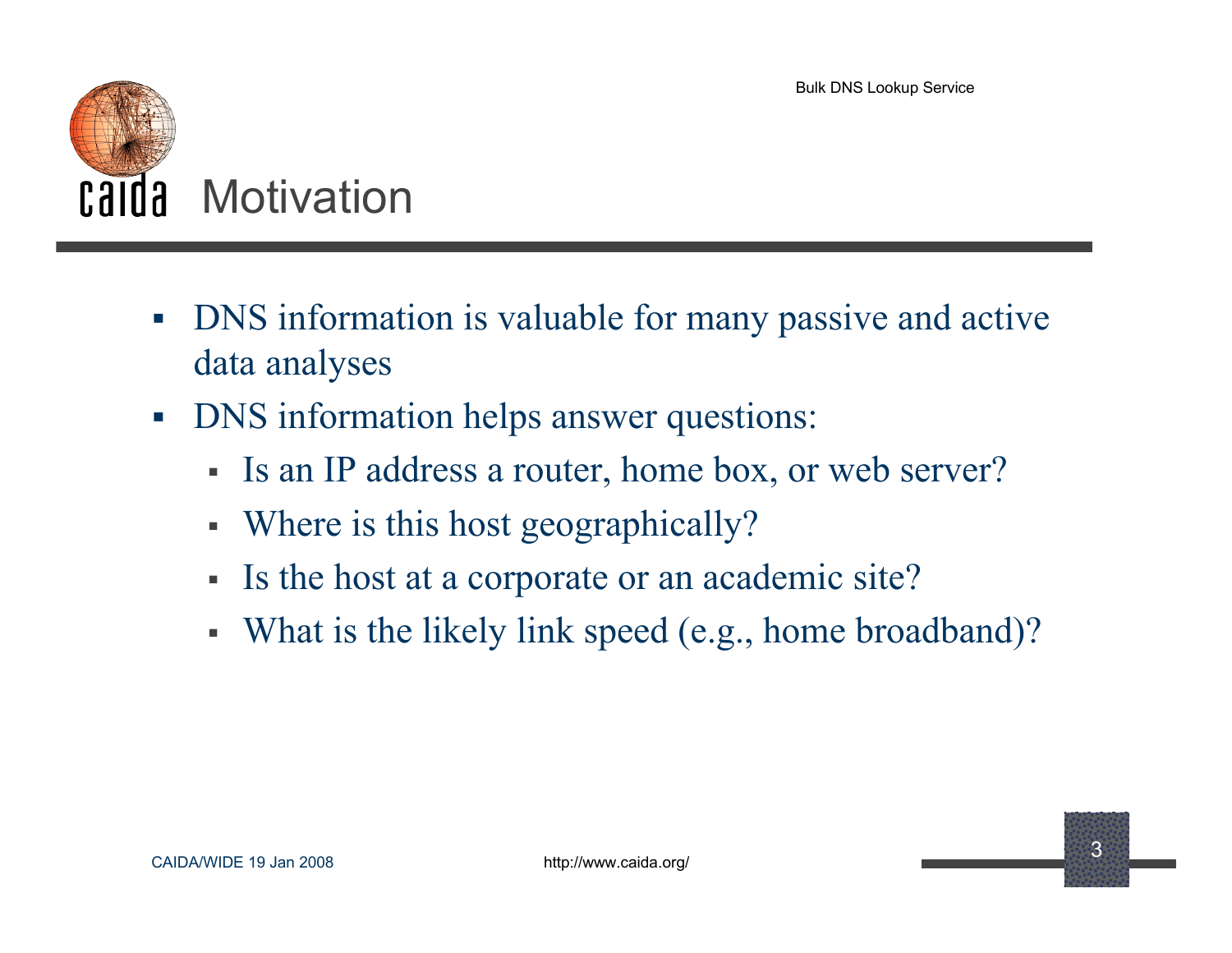# Motivation

- DNS information is valuable for many passive and active data analyses
- DNS information helps answer questions:
  - Is an IP address a router, home box, or web server?
  - Where is this host geographically?
  - Is the host at a corporate or an academic site?
  - What is the likely link speed (e.g., home broadband)?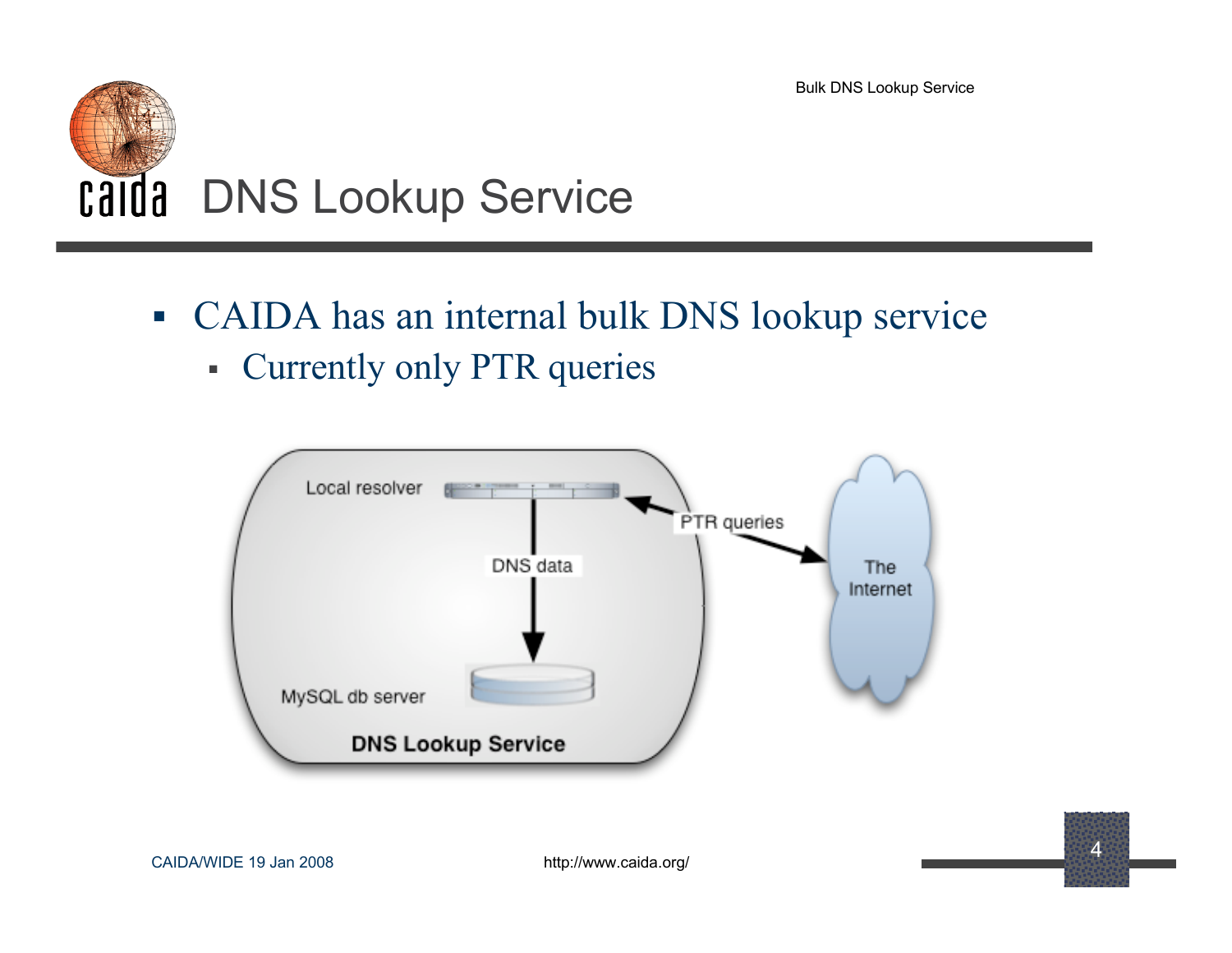# DNS Lookup Service

- CAIDA has an internal bulk DNS lookup service
  - Currently only PTR queries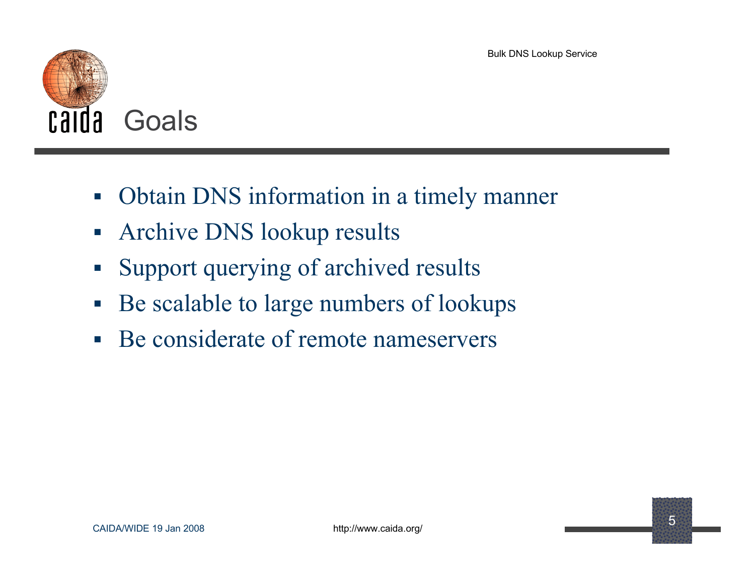# Goals

- Obtain DNS information in a timely manner
- Archive DNS lookup results
- Support querying of archived results
- Be scalable to large numbers of lookups
- Be considerate of remote nameservers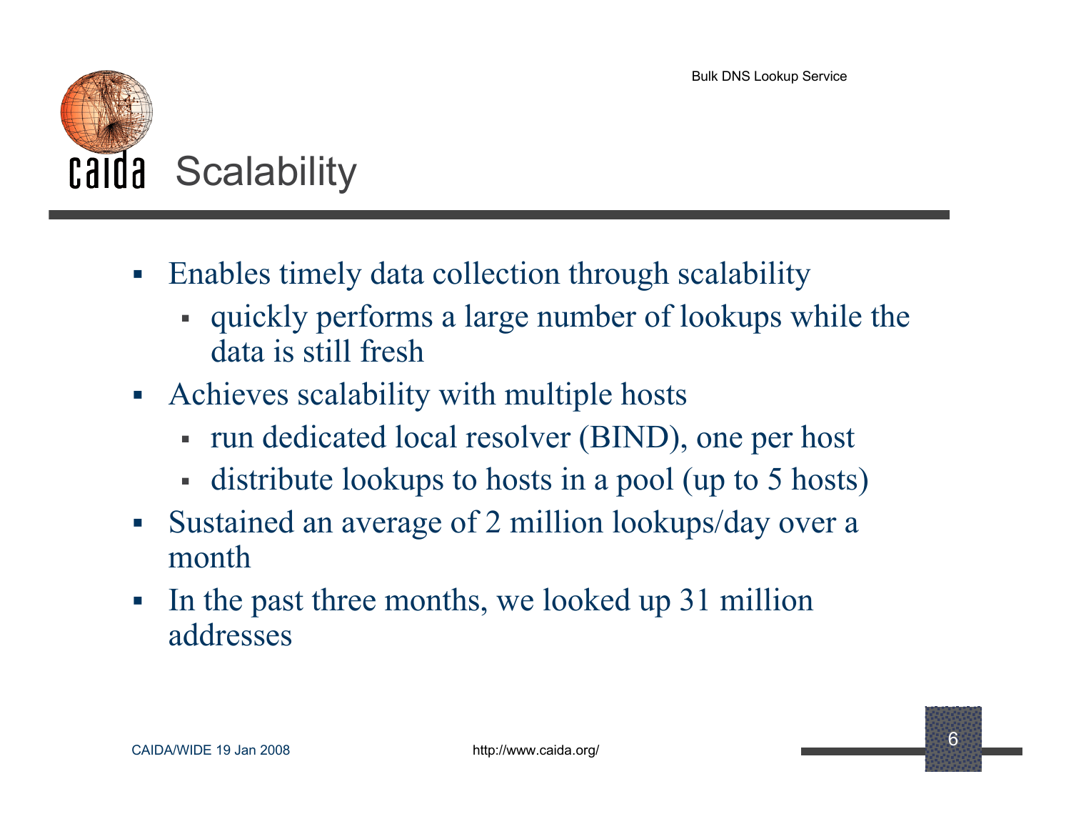# Scalability

- Enables timely data collection through scalability
  - quickly performs a large number of lookups while the data is still fresh
- Achieves scalability with multiple hosts
  - run dedicated local resolver (BIND), one per host
  - distribute lookups to hosts in a pool (up to 5 hosts)
- Sustained an average of 2 million lookups/day over a month
- In the past three months, we looked up 31 million addresses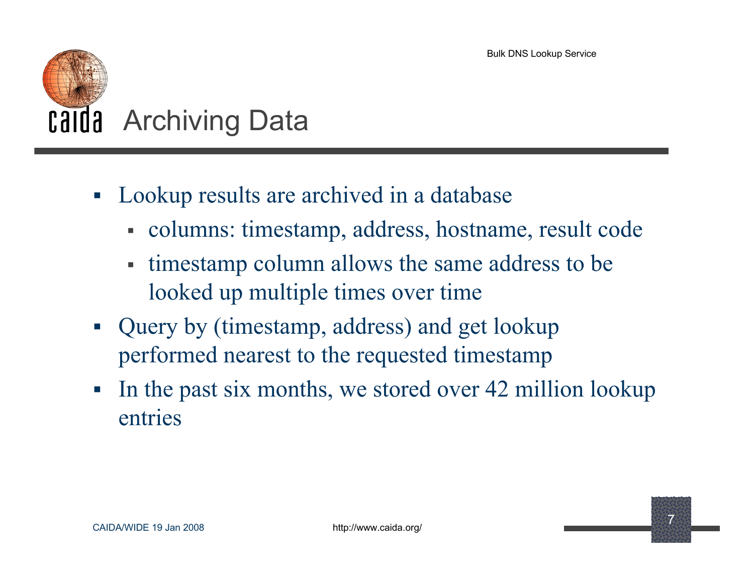# Archiving Data

- Lookup results are archived in a database
  - columns: timestamp, address, hostname, result code
  - timestamp column allows the same address to be looked up multiple times over time
- Query by (timestamp, address) and get lookup performed nearest to the requested timestamp
- In the past six months, we stored over 42 million lookup entries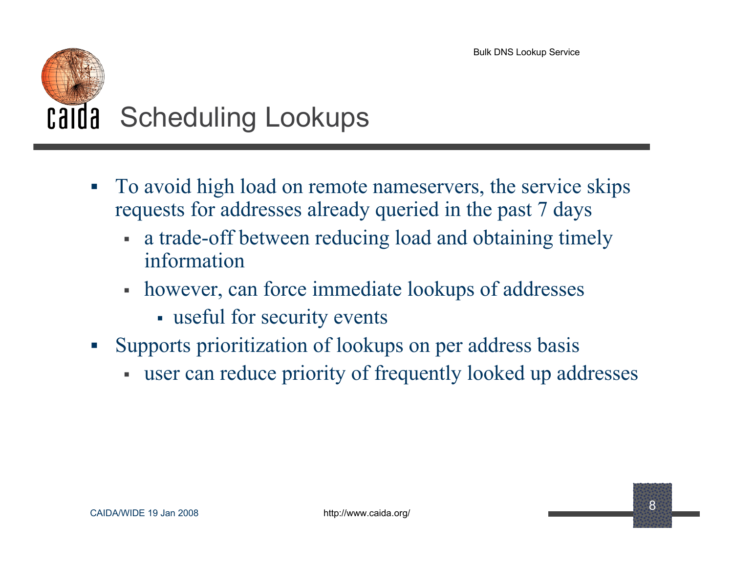# Scheduling Lookups

- To avoid high load on remote nameservers, the service skips requests for addresses already queried in the past 7 days
  - a trade-off between reducing load and obtaining timely information
  - however, can force immediate lookups of addresses
    - useful for security events
- Supports prioritization of lookups on per address basis
  - user can reduce priority of frequently looked up addresses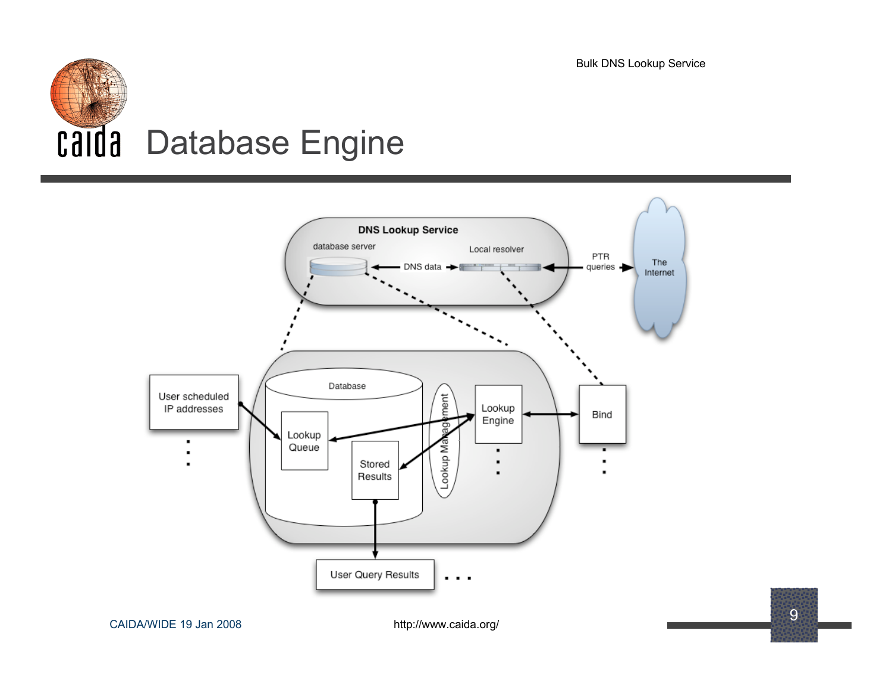# Database Engine

DNS Lookup Service

database server

DNS data

Local resolver

PTR queries

The Internet

User scheduled IP addresses

Database

Lookup Queue

Stored Results

Lookup Management

Lookup Engine

Bind

User Query Results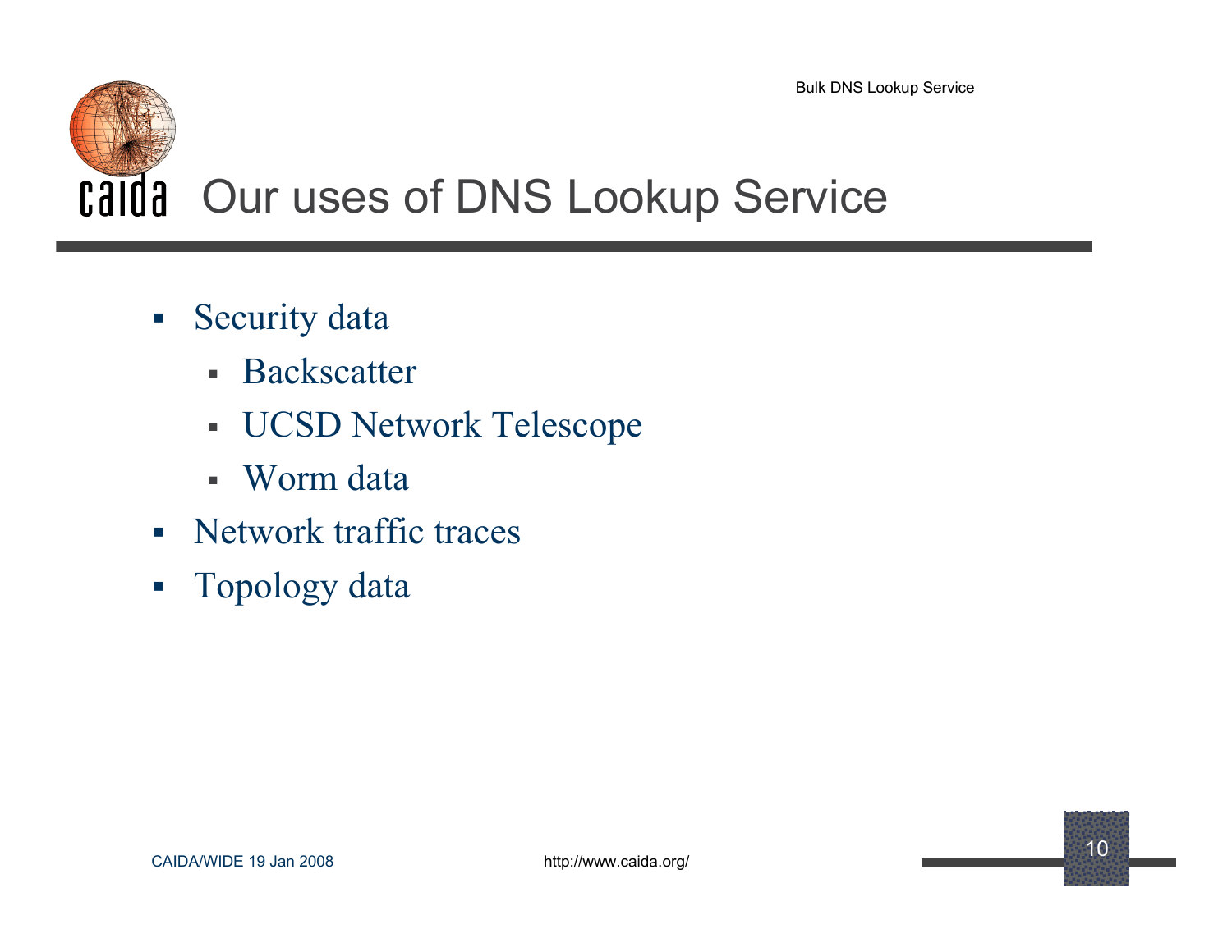# Our uses of DNS Lookup Service

- Security data
  - Backscatter
  - UCSD Network Telescope
  - Worm data
- Network traffic traces
- Topology data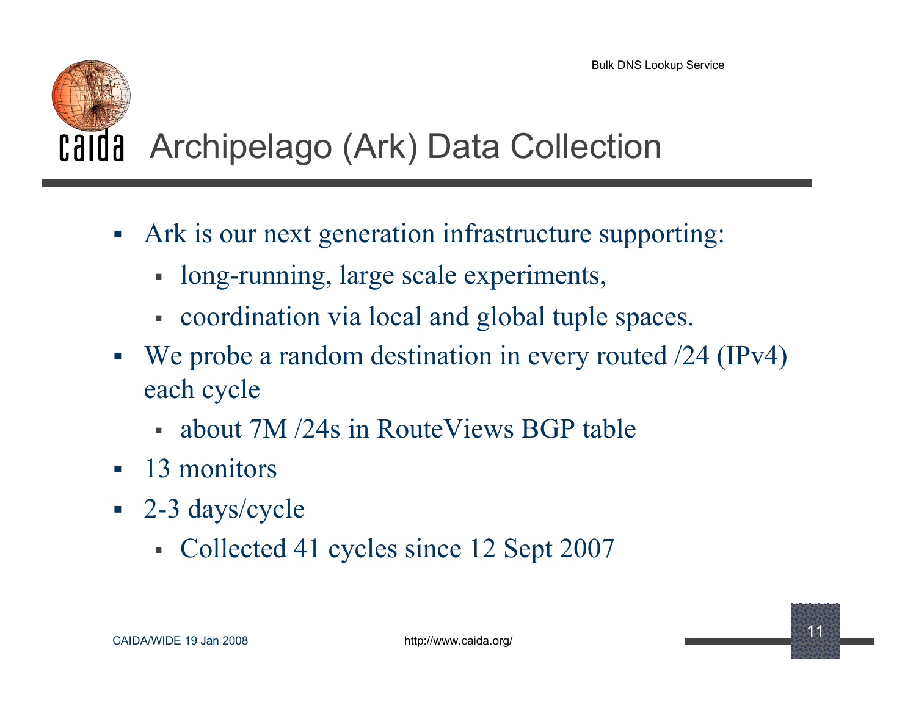# Archipelago (Ark) Data Collection

- Ark is our next generation infrastructure supporting:
  - long-running, large scale experiments,
  - coordination via local and global tuple spaces.
- We probe a random destination in every routed /24 (IPv4) each cycle
  - about 7M /24s in RouteViews BGP table
- 13 monitors
- 2-3 days/cycle
  - Collected 41 cycles since 12 Sept 2007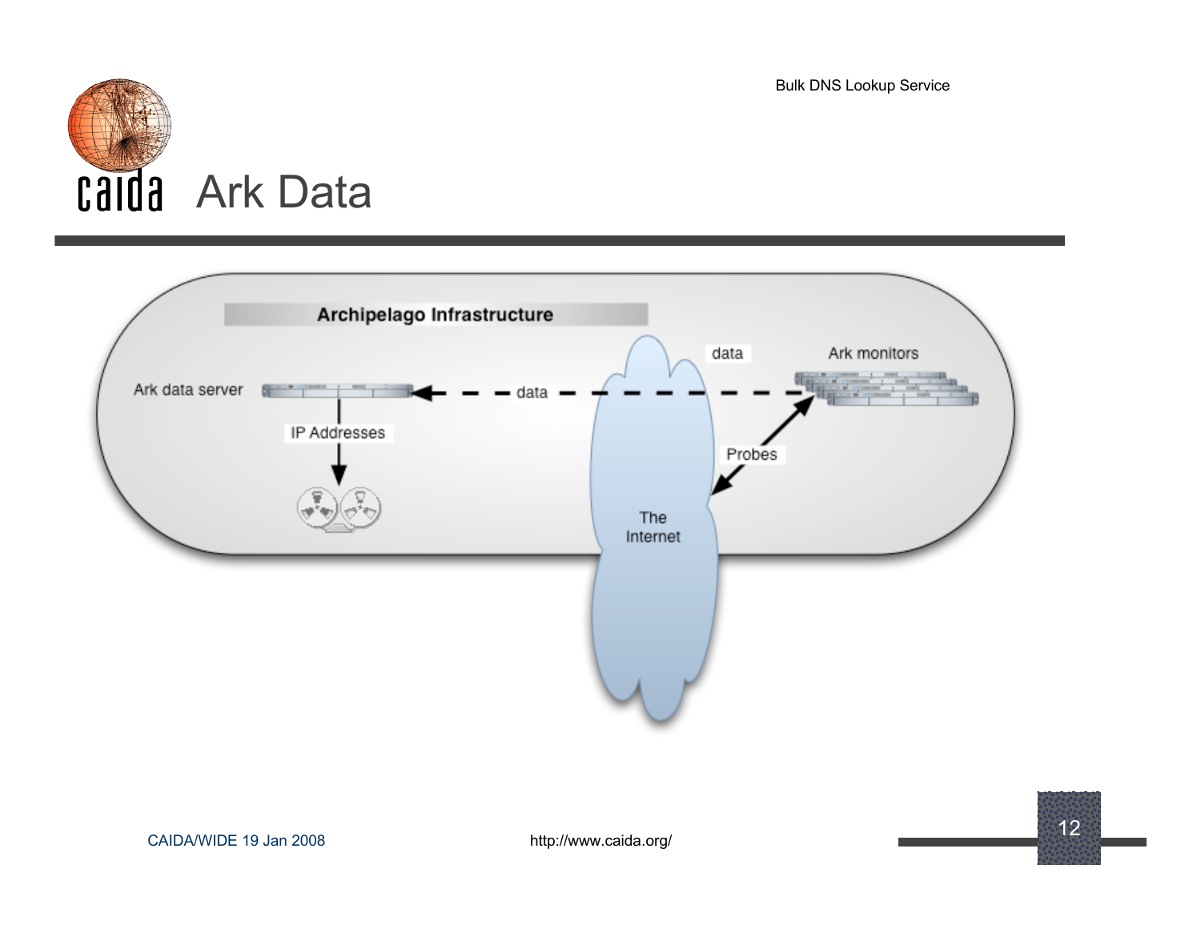# Ark Data

Archipelago Infrastructure

Ark data server

data

data

Ark monitors

IP Addresses

Probes

The Internet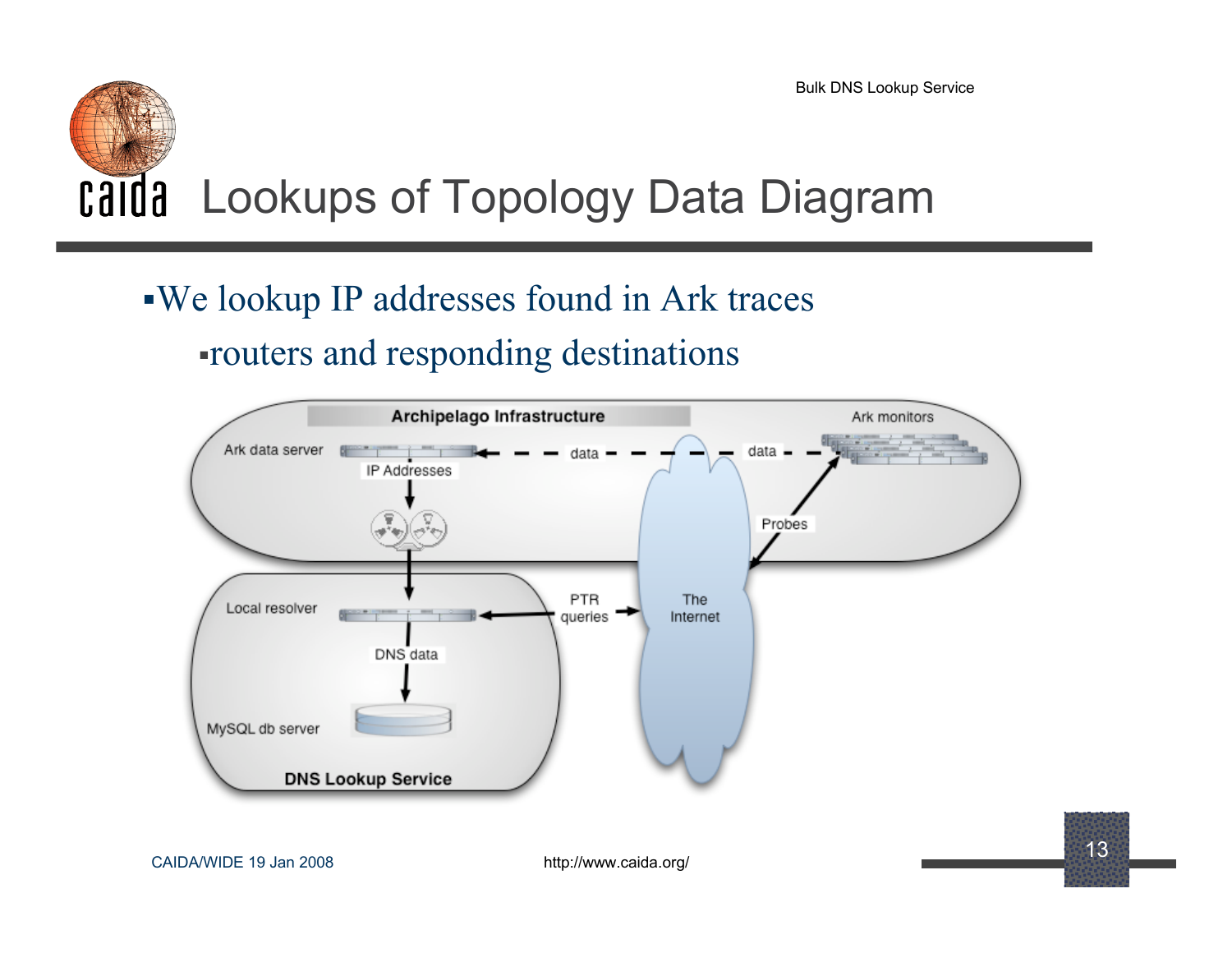# Lookups of Topology Data Diagram

- We lookup IP addresses found in Ark traces
  - routers and responding destinations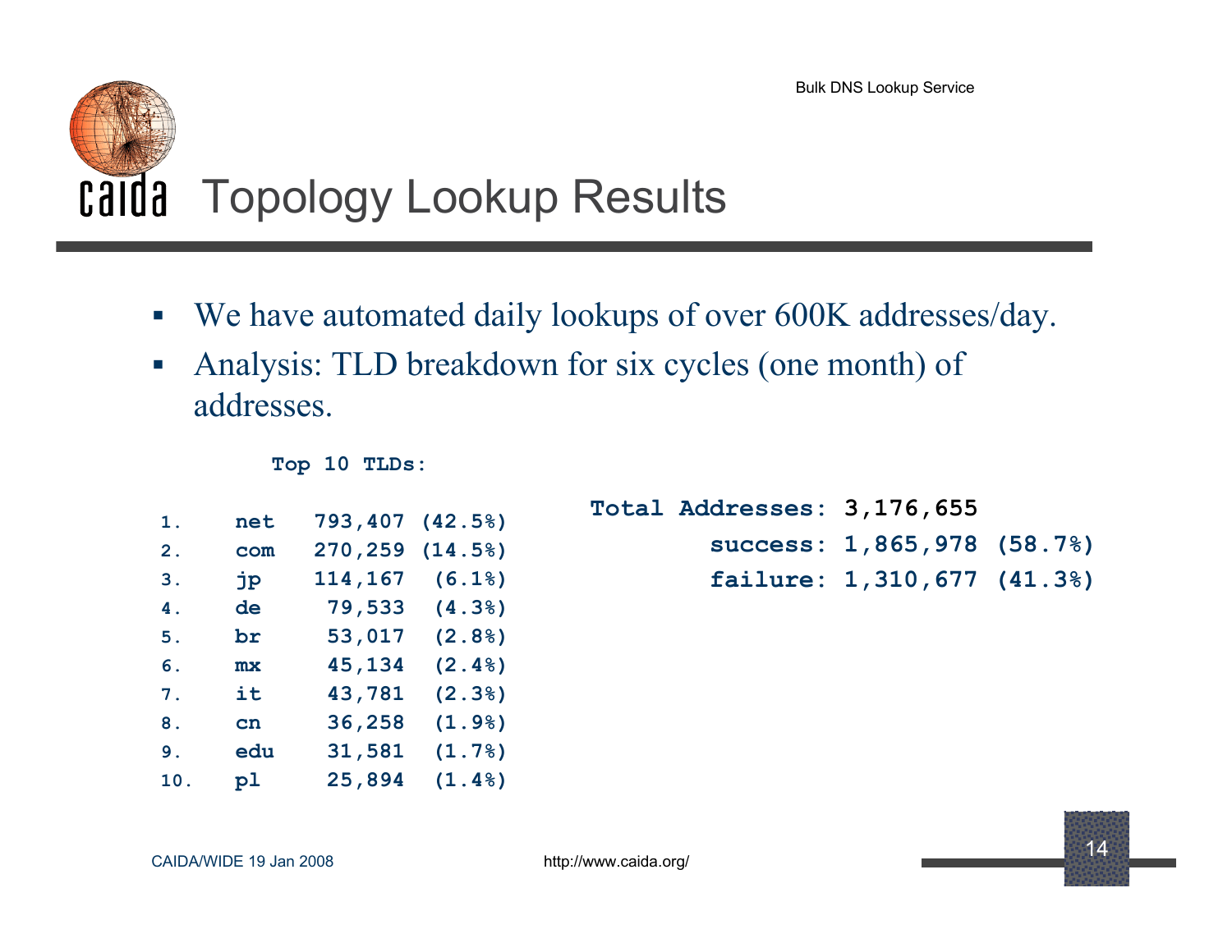# Topology Lookup Results

- We have automated daily lookups of over 600K addresses/day.
- Analysis: TLD breakdown for six cycles (one month) of addresses.

**Top 10 TLDs:**

| | TLD | Count | Percent |
|---|---|---|---|
| 1. | net | 793,407 | (42.5%) |
| 2. | com | 270,259 | (14.5%) |
| 3. | jp | 114,167 | (6.1%) |
| 4. | de | 79,533 | (4.3%) |
| 5. | br | 53,017 | (2.8%) |
| 6. | mx | 45,134 | (2.4%) |
| 7. | it | 43,781 | (2.3%) |
| 8. | cn | 36,258 | (1.9%) |
| 9. | edu | 31,581 | (1.7%) |
| 10. | pl | 25,894 | (1.4%) |

**Total Addresses: 3,176,655**

| | Count | Percent |
|---|---|---|
| success: | 1,865,978 | (58.7%) |
| failure: | 1,310,677 | (41.3%) |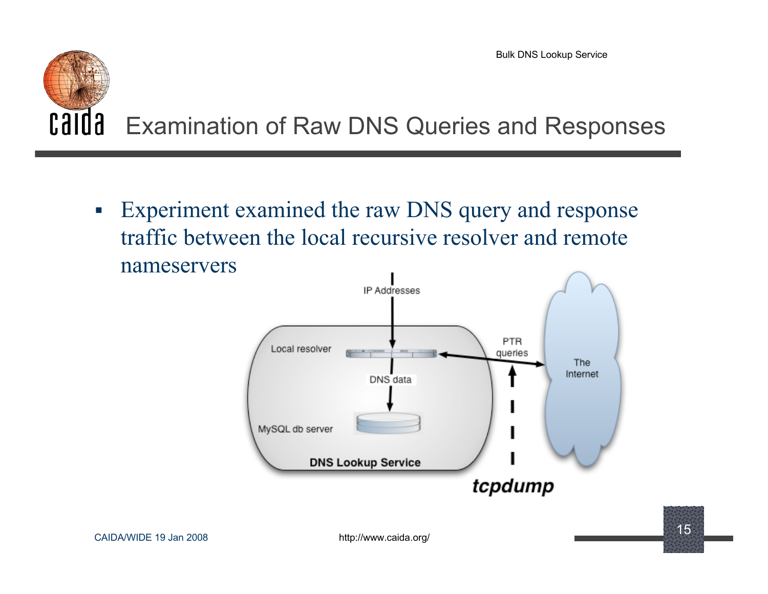# Examination of Raw DNS Queries and Responses

- Experiment examined the raw DNS query and response traffic between the local recursive resolver and remote nameservers

IP Addresses

Local resolver

DNS data

MySQL db server

DNS Lookup Service

PTR queries

The Internet

*tcpdump*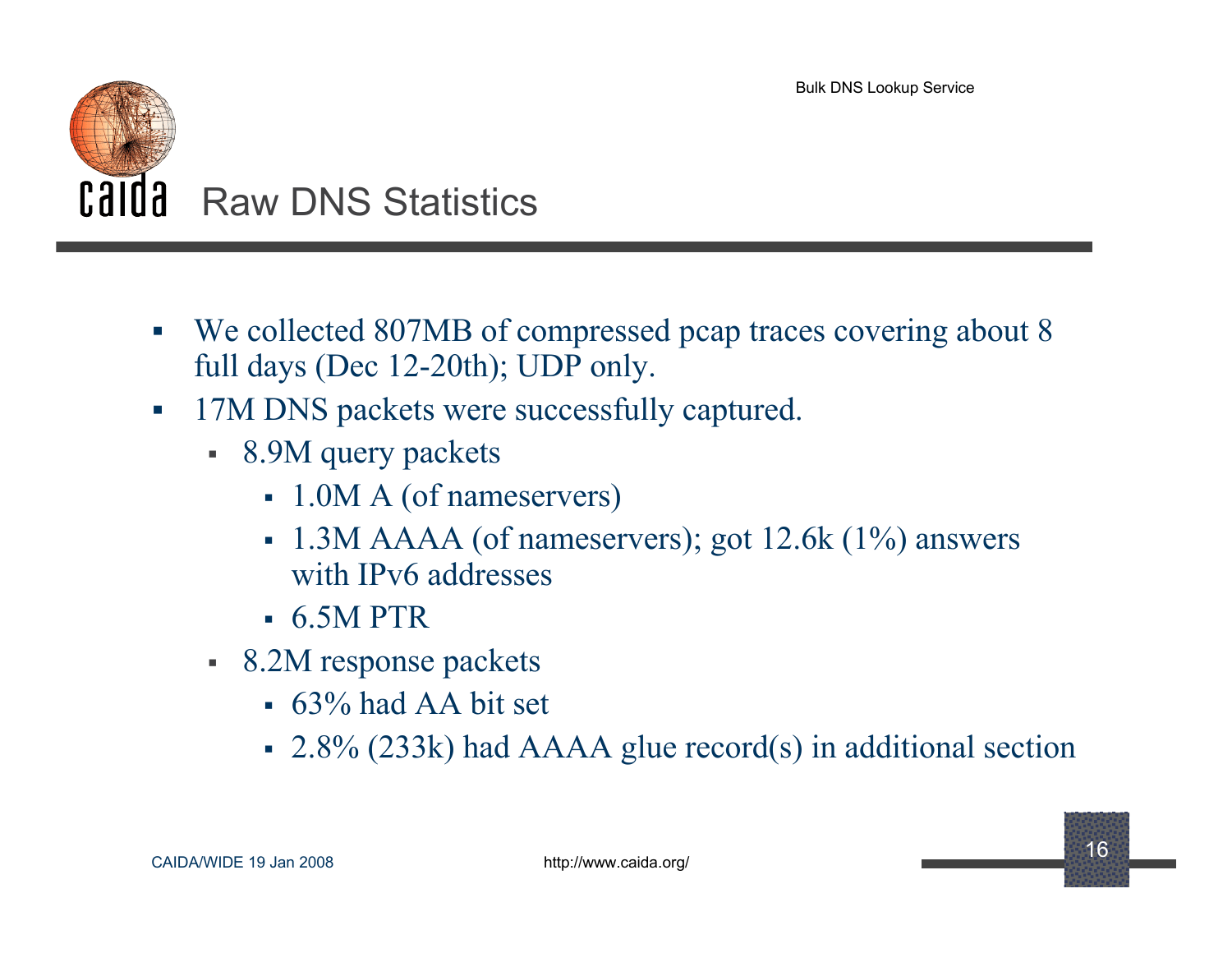# Raw DNS Statistics

- We collected 807MB of compressed pcap traces covering about 8 full days (Dec 12-20th); UDP only.
- 17M DNS packets were successfully captured.
  - 8.9M query packets
    - 1.0M A (of nameservers)
    - 1.3M AAAA (of nameservers); got 12.6k (1%) answers with IPv6 addresses
    - 6.5M PTR
  - 8.2M response packets
    - 63% had AA bit set
    - 2.8% (233k) had AAAA glue record(s) in additional section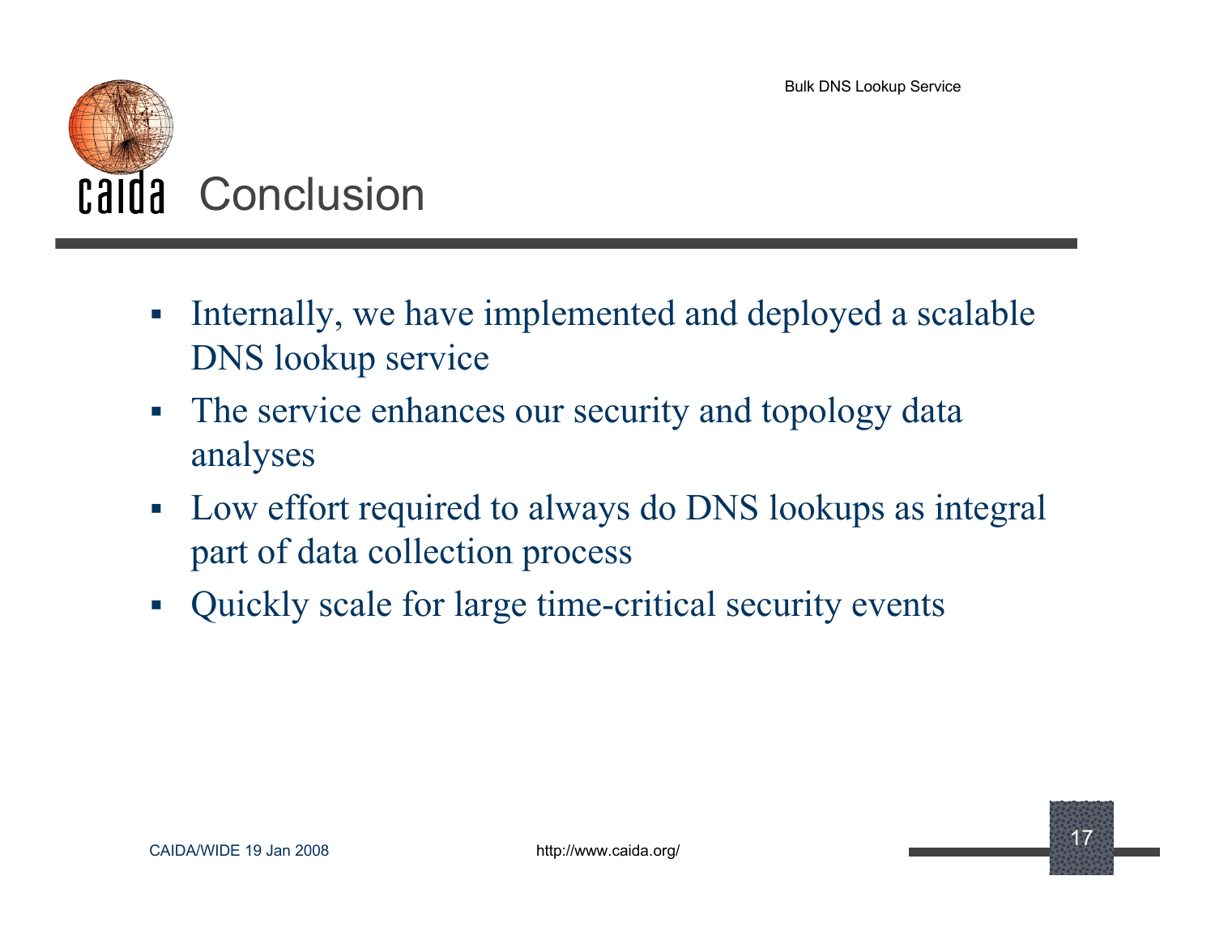# Conclusion

- Internally, we have implemented and deployed a scalable DNS lookup service
- The service enhances our security and topology data analyses
- Low effort required to always do DNS lookups as integral part of data collection process
- Quickly scale for large time-critical security events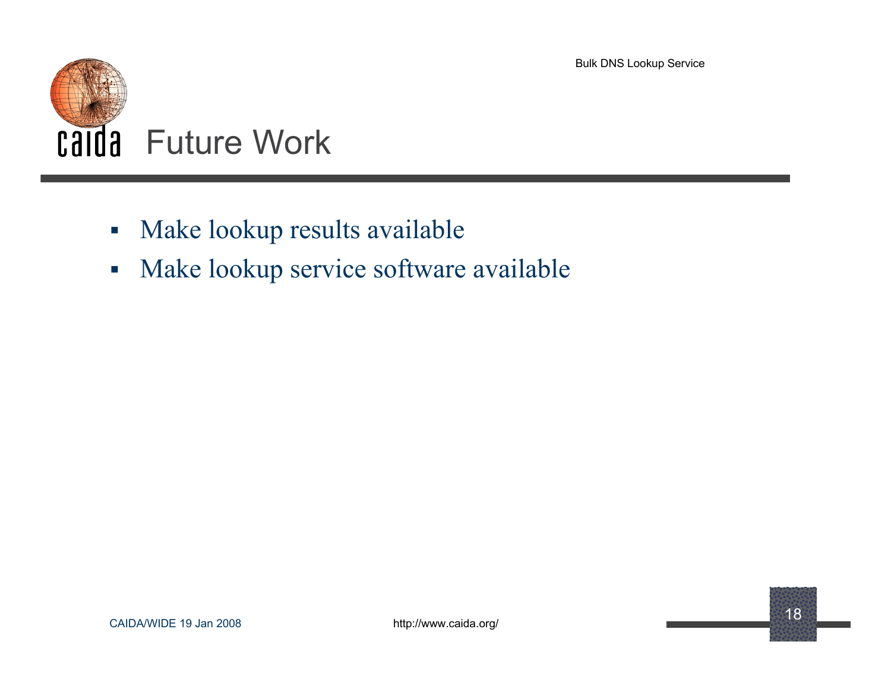# Future Work

- Make lookup results available
- Make lookup service software available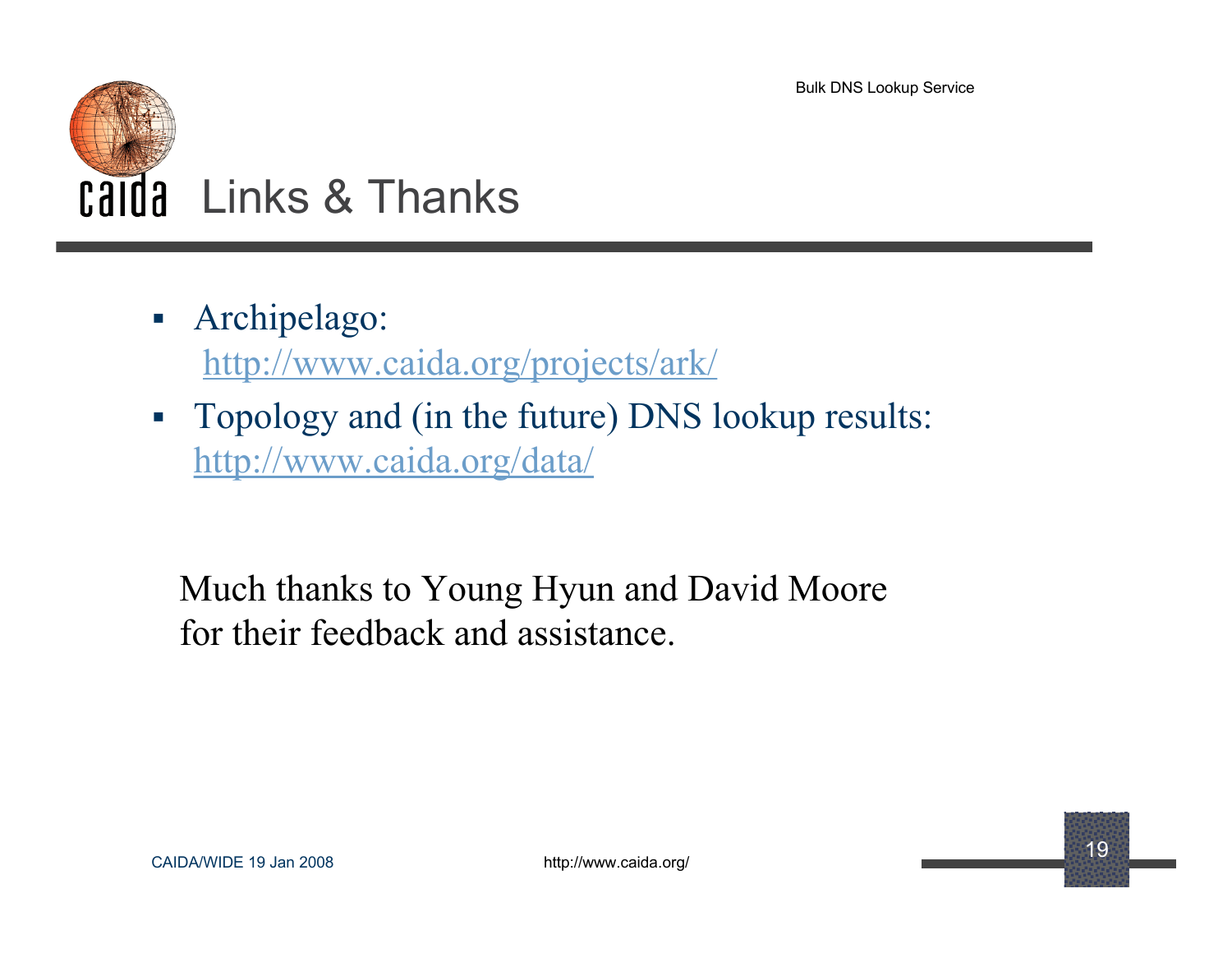# Links & Thanks

- Archipelago:
  http://www.caida.org/projects/ark/
- Topology and (in the future) DNS lookup results:
  http://www.caida.org/data/

Much thanks to Young Hyun and David Moore for their feedback and assistance.